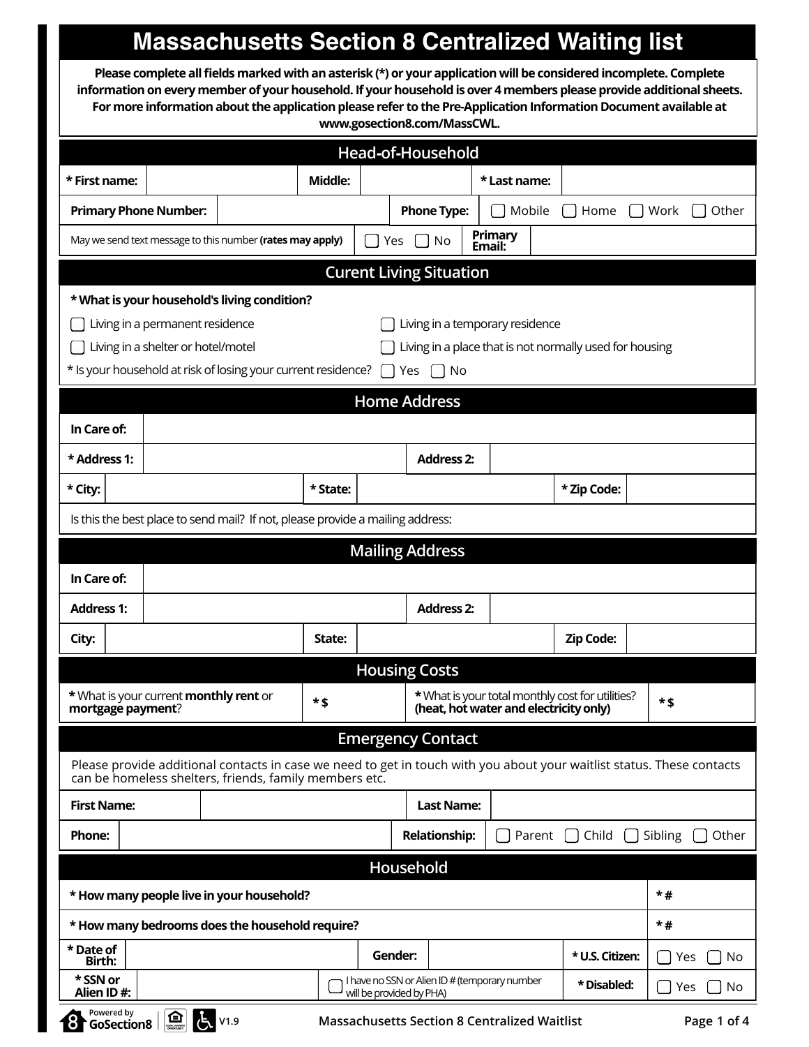# Massachusetts Section 8 Centralized Waiting list

**Please complete all fields marked with an asterisk (*) or your application will be considered incomplete. Complete information on every member of your household. If your household is over 4 members please provide additional sheets. For more information about the application please refer to the Pre-Application Information Document available at www.gosection8.com/MassCWL.**

## Head-of-Household

| * First name: | | Middle: | | * Last name: | |
|---|---|---|---|---|---|
| Primary Phone Number: | | Phone Type: | ☐ Mobile ☐ Home ☐ Work ☐ Other | | |
| May we send text message to this number **(rates may apply)** | ☐ Yes ☐ No | Primary Email: | | | |

## Curent Living Situation

**\* What is your household's living condition?**

☐ Living in a permanent residence
☐ Living in a temporary residence
☐ Living in a shelter or hotel/motel
☐ Living in a place that is not normally used for housing

\* Is your household at risk of losing your current residence? ☐ Yes ☐ No

## Home Address

| In Care of: | | | | | |
|---|---|---|---|---|---|
| * Address 1: | | Address 2: | | | |
| * City: | | * State: | | * Zip Code: | |

Is this the best place to send mail? If not, please provide a mailing address:

## Mailing Address

| In Care of: | | | | | |
|---|---|---|---|---|---|
| Address 1: | | Address 2: | | | |
| City: | | State: | | Zip Code: | |

## Housing Costs

| * What is your current **monthly rent** or **mortgage payment**? | * $ | * What is your total monthly cost for utilities? **(heat, hot water and electricity only)** | * $ |
|---|---|---|---|

## Emergency Contact

Please provide additional contacts in case we need to get in touch with you about your waitlist status. These contacts can be homeless shelters, friends, family members etc.

| First Name: | | Last Name: | |
|---|---|---|---|
| Phone: | | Relationship: | ☐ Parent ☐ Child ☐ Sibling ☐ Other |

## Household

| **\* How many people live in your household?** | * # |
|---|---|
| **\* How many bedrooms does the household require?** | * # |

| * Date of Birth: | | Gender: | | * U.S. Citizen: | ☐ Yes ☐ No |
|---|---|---|---|---|---|
| * SSN or Alien ID #: | | ☐ I have no SSN or Alien ID # (temporary number will be provided by PHA) | | * Disabled: | ☐ Yes ☐ No |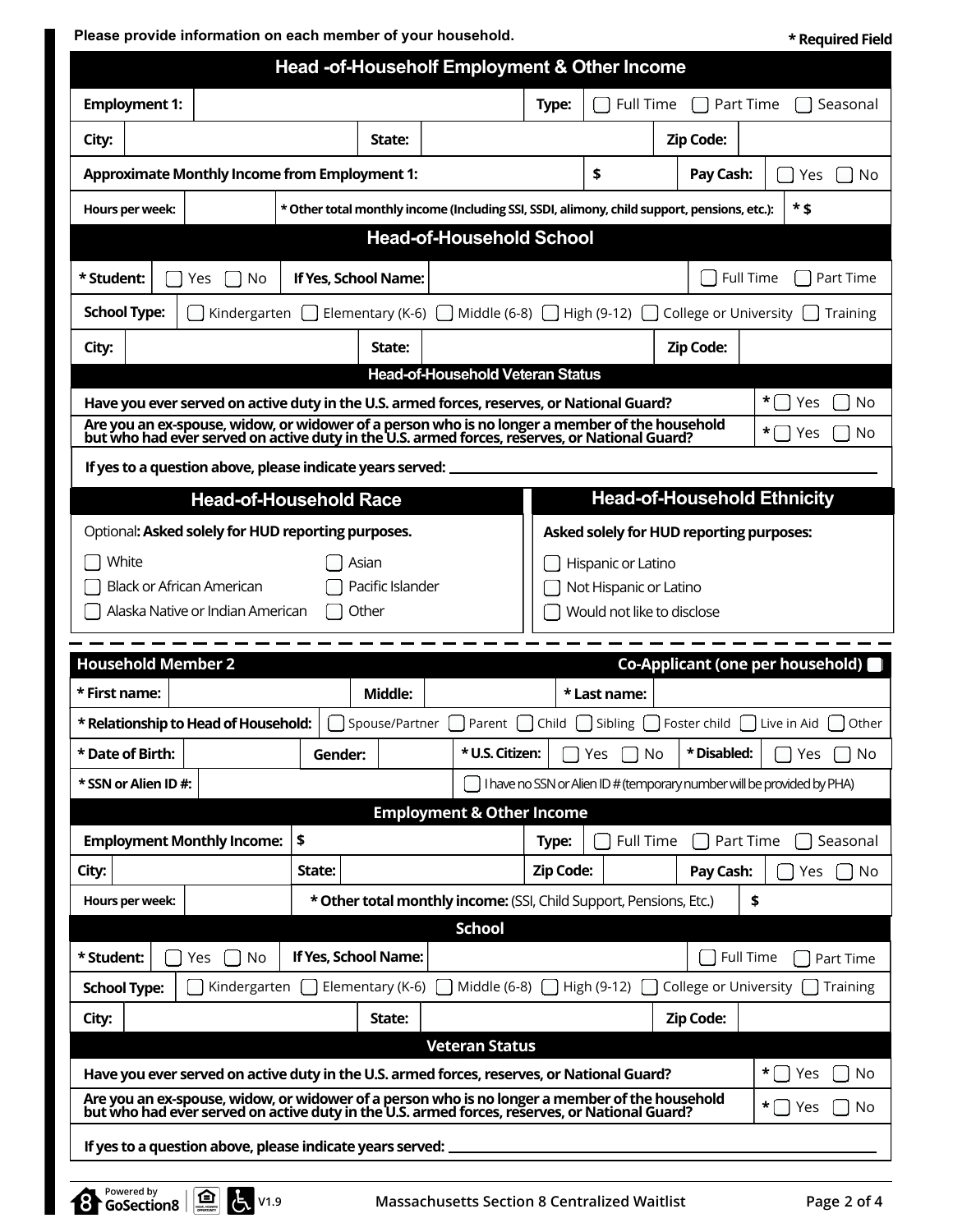Please provide information on each member of your household.

\* Required Field

## Head -of-Householf Employment & Other Income

| | | | | | |
|---|---|---|---|---|---|
| **Employment 1:** | | **Type:** | ☐ Full Time ☐ Part Time ☐ Seasonal | | |
| **City:** | | **State:** | | **Zip Code:** | |
| **Approximate Monthly Income from Employment 1:** | | **$** | | **Pay Cash:** | ☐ Yes ☐ No |
| **Hours per week:** | | **\* Other total monthly income (Including SSI, SSDI, alimony, child support, pensions, etc.):** | | **\* $** | |

## Head-of-Household School

| | | | | | |
|---|---|---|---|---|---|
| **\* Student:** | ☐ Yes ☐ No | **If Yes, School Name:** | | ☐ Full Time ☐ Part Time | |
| **School Type:** | ☐ Kindergarten ☐ Elementary (K-6) ☐ Middle (6-8) ☐ High (9-12) ☐ College or University ☐ Training | | | | |
| **City:** | | **State:** | | **Zip Code:** | |

### Head-of-Household Veteran Status

| | |
|---|---|
| **Have you ever served on active duty in the U.S. armed forces, reserves, or National Guard?** | \* ☐ Yes ☐ No |
| **Are you an ex-spouse, widow, or widower of a person who is no longer a member of the household but who had ever served on active duty in the U.S. armed forces, reserves, or National Guard?** | \* ☐ Yes ☐ No |

**If yes to a question above, please indicate years served:** ____________________

## Head-of-Household Race

Optional**: Asked solely for HUD reporting purposes.**

- ☐ White
- ☐ Black or African American
- ☐ Alaska Native or Indian American
- ☐ Asian
- ☐ Pacific Islander
- ☐ Other

## Head-of-Household Ethnicity

**Asked solely for HUD reporting purposes:**

- ☐ Hispanic or Latino
- ☐ Not Hispanic or Latino
- ☐ Would not like to disclose

---

## Household Member 2

**Co-Applicant (one per household)** ☐

| | | | | | | |
|---|---|---|---|---|---|---|
| **\* First name:** | | **Middle:** | | **\* Last name:** | | |
| **\* Relationship to Head of Household:** | ☐ Spouse/Partner ☐ Parent ☐ Child ☐ Sibling ☐ Foster child ☐ Live in Aid ☐ Other | | | | | |
| **\* Date of Birth:** | | **Gender:** | | **\* U.S. Citizen:** ☐ Yes ☐ No | **\* Disabled:** | ☐ Yes ☐ No |
| **\* SSN or Alien ID #:** | | | ☐ I have no SSN or Alien ID # (temporary number will be provided by PHA) | | | |

### Employment & Other Income

| | | | | | |
|---|---|---|---|---|---|
| **Employment Monthly Income:** | **$** | **Type:** | ☐ Full Time ☐ Part Time ☐ Seasonal | | |
| **City:** | **State:** | **Zip Code:** | | **Pay Cash:** | ☐ Yes ☐ No |
| **Hours per week:** | | **\* Other total monthly income:** (SSI, Child Support, Pensions, Etc.) | | **$** | |

### School

| | | | | | |
|---|---|---|---|---|---|
| **\* Student:** | ☐ Yes ☐ No | **If Yes, School Name:** | | ☐ Full Time ☐ Part Time | |
| **School Type:** | ☐ Kindergarten ☐ Elementary (K-6) ☐ Middle (6-8) ☐ High (9-12) ☐ College or University ☐ Training | | | | |
| **City:** | | **State:** | | **Zip Code:** | |

### Veteran Status

| | |
|---|---|
| **Have you ever served on active duty in the U.S. armed forces, reserves, or National Guard?** | \* ☐ Yes ☐ No |
| **Are you an ex-spouse, widow, or widower of a person who is no longer a member of the household but who had ever served on active duty in the U.S. armed forces, reserves, or National Guard?** | \* ☐ Yes ☐ No |

**If yes to a question above, please indicate years served:** ____________________

Powered by GoSection8 V1.9 — Massachusetts Section 8 Centralized Waitlist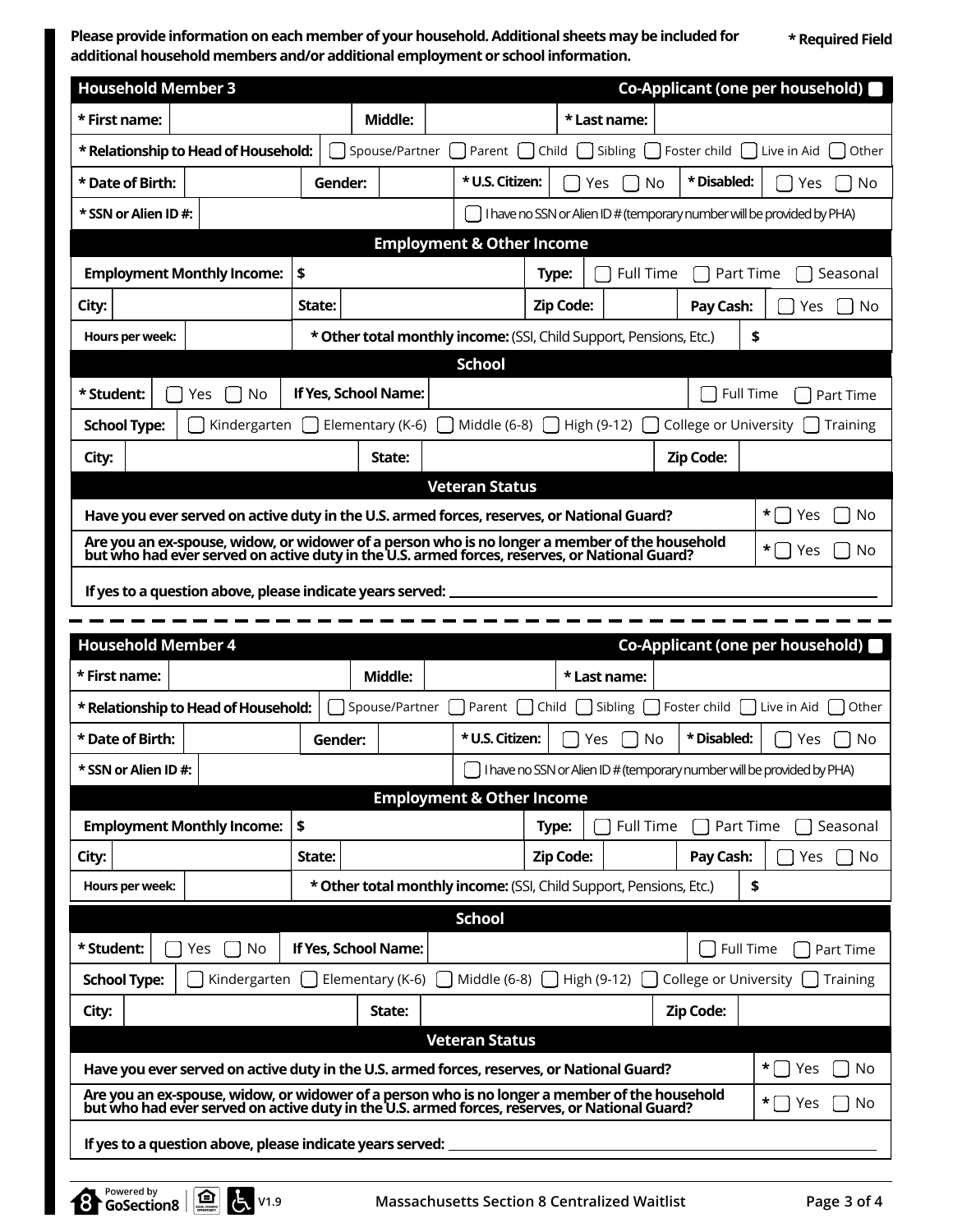**Please provide information on each member of your household. Additional sheets may be included for additional household members and/or additional employment or school information.**

**\* Required Field**

## Household Member 3

**Co-Applicant (one per household)** ☐

| * First name: | | Middle: | | * Last name: | |
|---|---|---|---|---|---|

**\* Relationship to Head of Household:** ☐ Spouse/Partner ☐ Parent ☐ Child ☐ Sibling ☐ Foster child ☐ Live in Aid ☐ Other

| * Date of Birth: | | Gender: | | * U.S. Citizen: | ☐ Yes ☐ No | * Disabled: | ☐ Yes ☐ No |
|---|---|---|---|---|---|---|---|

| * SSN or Alien ID #: | | ☐ I have no SSN or Alien ID # (temporary number will be provided by PHA) |
|---|---|---|

### Employment & Other Income

| Employment Monthly Income: | $ | Type: | ☐ Full Time ☐ Part Time ☐ Seasonal |
|---|---|---|---|

| City: | | State: | | Zip Code: | | Pay Cash: | ☐ Yes ☐ No |
|---|---|---|---|---|---|---|---|

| Hours per week: | | * Other total monthly income: (SSI, Child Support, Pensions, Etc.) | $ |
|---|---|---|---|

### School

| * Student: | ☐ Yes ☐ No | If Yes, School Name: | | ☐ Full Time ☐ Part Time |
|---|---|---|---|---|

**School Type:** ☐ Kindergarten ☐ Elementary (K-6) ☐ Middle (6-8) ☐ High (9-12) ☐ College or University ☐ Training

| City: | | State: | | Zip Code: | |
|---|---|---|---|---|---|

### Veteran Status

| Question | Answer |
|---|---|
| Have you ever served on active duty in the U.S. armed forces, reserves, or National Guard? | * ☐ Yes ☐ No |
| Are you an ex-spouse, widow, or widower of a person who is no longer a member of the household but who had ever served on active duty in the U.S. armed forces, reserves, or National Guard? | * ☐ Yes ☐ No |

**If yes to a question above, please indicate years served:** ______________________________

---

## Household Member 4

**Co-Applicant (one per household)** ☐

| * First name: | | Middle: | | * Last name: | |
|---|---|---|---|---|---|

**\* Relationship to Head of Household:** ☐ Spouse/Partner ☐ Parent ☐ Child ☐ Sibling ☐ Foster child ☐ Live in Aid ☐ Other

| * Date of Birth: | | Gender: | | * U.S. Citizen: | ☐ Yes ☐ No | * Disabled: | ☐ Yes ☐ No |
|---|---|---|---|---|---|---|---|

| * SSN or Alien ID #: | | ☐ I have no SSN or Alien ID # (temporary number will be provided by PHA) |
|---|---|---|

### Employment & Other Income

| Employment Monthly Income: | $ | Type: | ☐ Full Time ☐ Part Time ☐ Seasonal |
|---|---|---|---|

| City: | | State: | | Zip Code: | | Pay Cash: | ☐ Yes ☐ No |
|---|---|---|---|---|---|---|---|

| Hours per week: | | * Other total monthly income: (SSI, Child Support, Pensions, Etc.) | $ |
|---|---|---|---|

### School

| * Student: | ☐ Yes ☐ No | If Yes, School Name: | | ☐ Full Time ☐ Part Time |
|---|---|---|---|---|

**School Type:** ☐ Kindergarten ☐ Elementary (K-6) ☐ Middle (6-8) ☐ High (9-12) ☐ College or University ☐ Training

| City: | | State: | | Zip Code: | |
|---|---|---|---|---|---|

### Veteran Status

| Question | Answer |
|---|---|
| Have you ever served on active duty in the U.S. armed forces, reserves, or National Guard? | * ☐ Yes ☐ No |
| Are you an ex-spouse, widow, or widower of a person who is no longer a member of the household but who had ever served on active duty in the U.S. armed forces, reserves, or National Guard? | * ☐ Yes ☐ No |

**If yes to a question above, please indicate years served:** ______________________________

Powered by GoSection8 V1.9 Massachusetts Section 8 Centralized Waitlist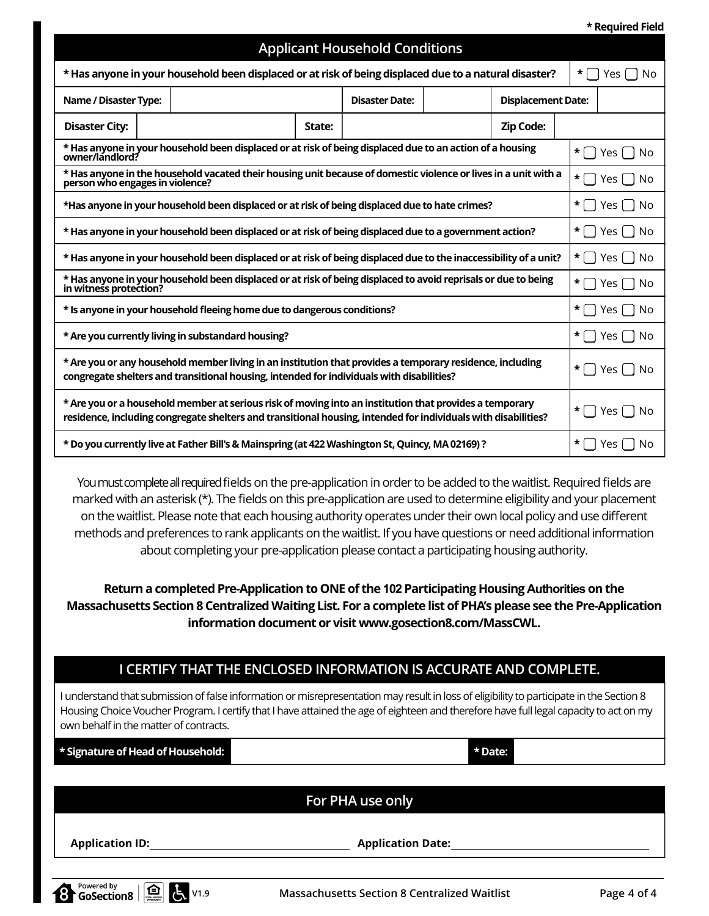*** Required Field**

## Applicant Household Conditions

| | |
|---|---|
| * Has anyone in your household been displaced or at risk of being displaced due to a natural disaster? | * ☐ Yes ☐ No |

| | | | | | |
|---|---|---|---|---|---|
| Name / Disaster Type: | | Disaster Date: | | Displacement Date: | |
| Disaster City: | | State: | | Zip Code: | |

| | |
|---|---|
| * Has anyone in your household been displaced or at risk of being displaced due to an action of a housing owner/landlord? | * ☐ Yes ☐ No |
| * Has anyone in the household vacated their housing unit because of domestic violence or lives in a unit with a person who engages in violence? | * ☐ Yes ☐ No |
| *Has anyone in your household been displaced or at risk of being displaced due to hate crimes? | * ☐ Yes ☐ No |
| * Has anyone in your household been displaced or at risk of being displaced due to a government action? | * ☐ Yes ☐ No |
| * Has anyone in your household been displaced or at risk of being displaced due to the inaccessibility of a unit? | * ☐ Yes ☐ No |
| * Has anyone in your household been displaced or at risk of being displaced to avoid reprisals or due to being in witness protection? | * ☐ Yes ☐ No |
| * Is anyone in your household fleeing home due to dangerous conditions? | * ☐ Yes ☐ No |
| * Are you currently living in substandard housing? | * ☐ Yes ☐ No |
| * Are you or any household member living in an institution that provides a temporary residence, including congregate shelters and transitional housing, intended for individuals with disabilities? | * ☐ Yes ☐ No |
| * Are you or a household member at serious risk of moving into an institution that provides a temporary residence, including congregate shelters and transitional housing, intended for individuals with disabilities? | * ☐ Yes ☐ No |
| * Do you currently live at Father Bill's & Mainspring (at 422 Washington St, Quincy, MA 02169) ? | * ☐ Yes ☐ No |

You must complete all required fields on the pre-application in order to be added to the waitlist. Required fields are marked with an asterisk (*). The fields on this pre-application are used to determine eligibility and your placement on the waitlist. Please note that each housing authority operates under their own local policy and use different methods and preferences to rank applicants on the waitlist. If you have questions or need additional information about completing your pre-application please contact a participating housing authority.

**Return a completed Pre-Application to ONE of the 102 Participating Housing Authorities on the Massachusetts Section 8 Centralized Waiting List. For a complete list of PHA's please see the Pre-Application information document or visit www.gosection8.com/MassCWL.**

## I CERTIFY THAT THE ENCLOSED INFORMATION IS ACCURATE AND COMPLETE.

I understand that submission of false information or misrepresentation may result in loss of eligibility to participate in the Section 8 Housing Choice Voucher Program. I certify that I have attained the age of eighteen and therefore have full legal capacity to act on my own behalf in the matter of contracts.

| | | | |
|---|---|---|---|
| * Signature of Head of Household: | | * Date: | |

## For PHA use only

**Application ID:** ______________________ **Application Date:** ______________________

Powered by GoSection8 V1.9 Massachusetts Section 8 Centralized Waitlist